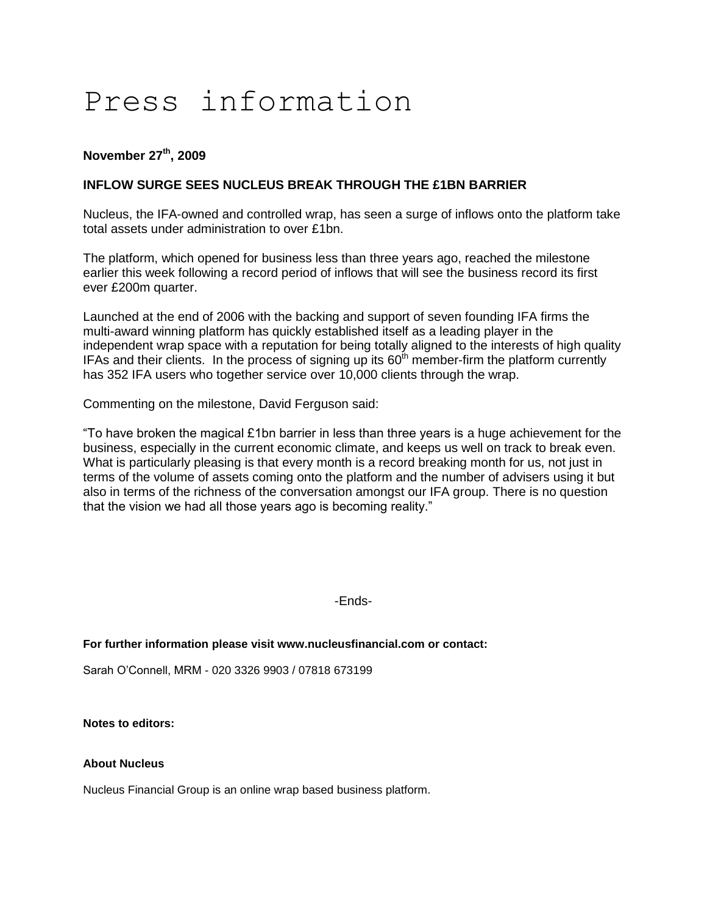# Press information

**November 27th, 2009**

**INFLOW SURGE SEES NUCLEUS BREAK THROUGH THE £1BN BARRIER**

Nucleus, the IFA-owned and controlled wrap, has seen a surge of inflows onto the platform take total assets under administration to over £1bn.

The platform, which opened for business less than three years ago, reached the milestone earlier this week following a record period of inflows that will see the business record its first ever £200m quarter.

Launched at the end of 2006 with the backing and support of seven founding IFA firms the multi-award winning platform has quickly established itself as a leading player in the independent wrap space with a reputation for being totally aligned to the interests of high quality IFAs and their clients. In the process of signing up its 60th member-firm the platform currently has 352 IFA users who together service over 10,000 clients through the wrap.

Commenting on the milestone, David Ferguson said:

"To have broken the magical £1bn barrier in less than three years is a huge achievement for the business, especially in the current economic climate, and keeps us well on track to break even. What is particularly pleasing is that every month is a record breaking month for us, not just in terms of the volume of assets coming onto the platform and the number of advisers using it but also in terms of the richness of the conversation amongst our IFA group. There is no question that the vision we had all those years ago is becoming reality."

-Ends-

**For further information please visit www.nucleusfinancial.com or contact:**

Sarah O'Connell, MRM - 020 3326 9903 / 07818 673199

**Notes to editors:**

**About Nucleus**

Nucleus Financial Group is an online wrap based business platform.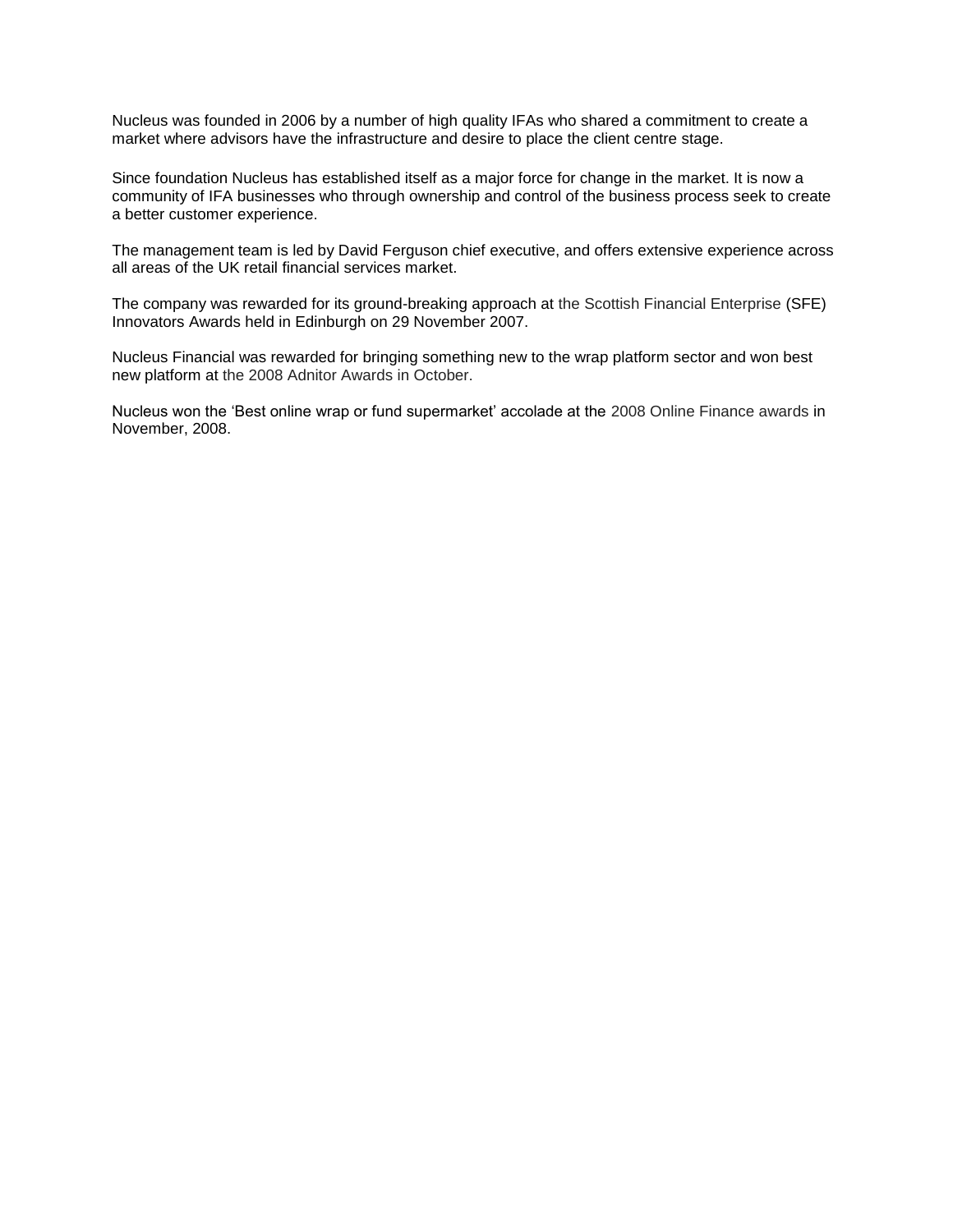Nucleus was founded in 2006 by a number of high quality IFAs who shared a commitment to create a market where advisors have the infrastructure and desire to place the client centre stage.

Since foundation Nucleus has established itself as a major force for change in the market. It is now a community of IFA businesses who through ownership and control of the business process seek to create a better customer experience.

The management team is led by David Ferguson chief executive, and offers extensive experience across all areas of the UK retail financial services market.

The company was rewarded for its ground-breaking approach at the Scottish Financial Enterprise (SFE) Innovators Awards held in Edinburgh on 29 November 2007.

Nucleus Financial was rewarded for bringing something new to the wrap platform sector and won best new platform at the 2008 Adnitor Awards in October.

Nucleus won the 'Best online wrap or fund supermarket' accolade at the 2008 Online Finance awards in November, 2008.